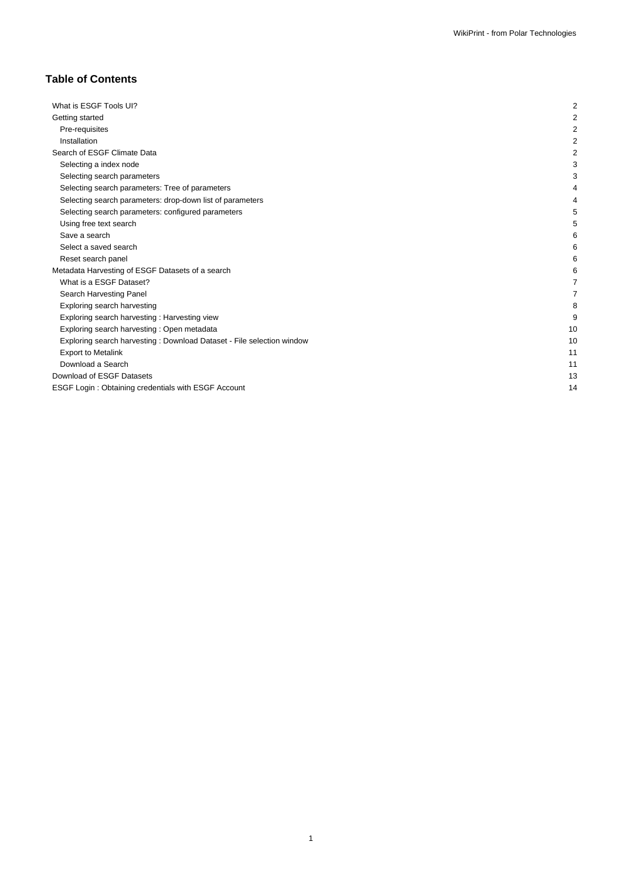# Table of Contents

- What is ESGF Tools UI? 2
- Getting started 2
  - Pre-requisites 2
  - Installation 2
- Search of ESGF Climate Data 2
  - Selecting a index node 3
  - Selecting search parameters 3
  - Selecting search parameters: Tree of parameters 4
  - Selecting search parameters: drop-down list of parameters 4
  - Selecting search parameters: configured parameters 5
  - Using free text search 5
  - Save a search 6
  - Select a saved search 6
  - Reset search panel 6
- Metadata Harvesting of ESGF Datasets of a search 6
  - What is a ESGF Dataset? 7
  - Search Harvesting Panel 7
  - Exploring search harvesting 8
  - Exploring search harvesting : Harvesting view 9
  - Exploring search harvesting : Open metadata 10
  - Exploring search harvesting : Download Dataset - File selection window 10
  - Export to Metalink 11
  - Download a Search 11
- Download of ESGF Datasets 13
- ESGF Login : Obtaining credentials with ESGF Account 14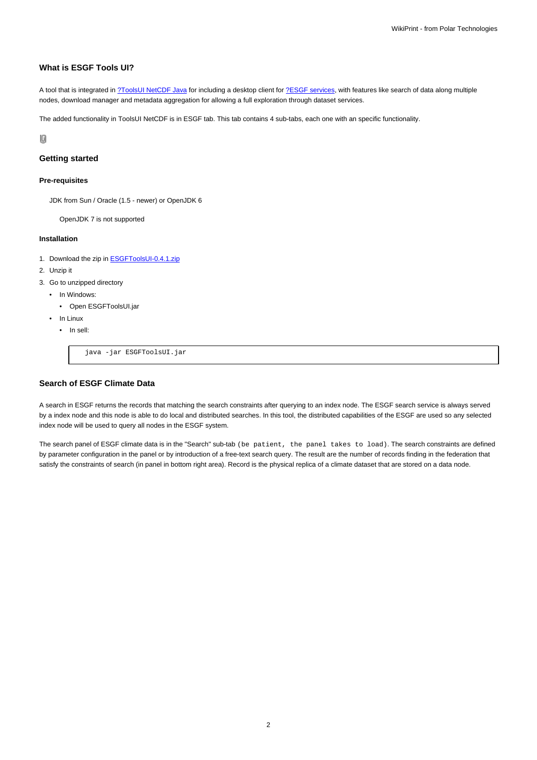## What is ESGF Tools UI?

A tool that is integrated in ?ToolsUI NetCDF Java for including a desktop client for ?ESGF services, with features like search of data along multiple nodes, download manager and metadata aggregation for allowing a full exploration through dataset services.

The added functionality in ToolsUI NetCDF is in ESGF tab. This tab contains 4 sub-tabs, each one with an specific functionality.

## Getting started

### Pre-requisites

JDK from Sun / Oracle (1.5 - newer) or OpenJDK 6

OpenJDK 7 is not supported

### Installation

1. Download the zip in ESGFToolsUI-0.4.1.zip
2. Unzip it
3. Go to unzipped directory
   - In Windows:
     - Open ESGFToolsUI.jar
   - In Linux
     - In sell:

```
java -jar ESGFToolsUI.jar
```

## Search of ESGF Climate Data

A search in ESGF returns the records that matching the search constraints after querying to an index node. The ESGF search service is always served by a index node and this node is able to do local and distributed searches. In this tool, the distributed capabilities of the ESGF are used so any selected index node will be used to query all nodes in the ESGF system.

The search panel of ESGF climate data is in the "Search" sub-tab `(be patient, the panel takes to load)`. The search constraints are defined by parameter configuration in the panel or by introduction of a free-text search query. The result are the number of records finding in the federation that satisfy the constraints of search (in panel in bottom right area). Record is the physical replica of a climate dataset that are stored on a data node.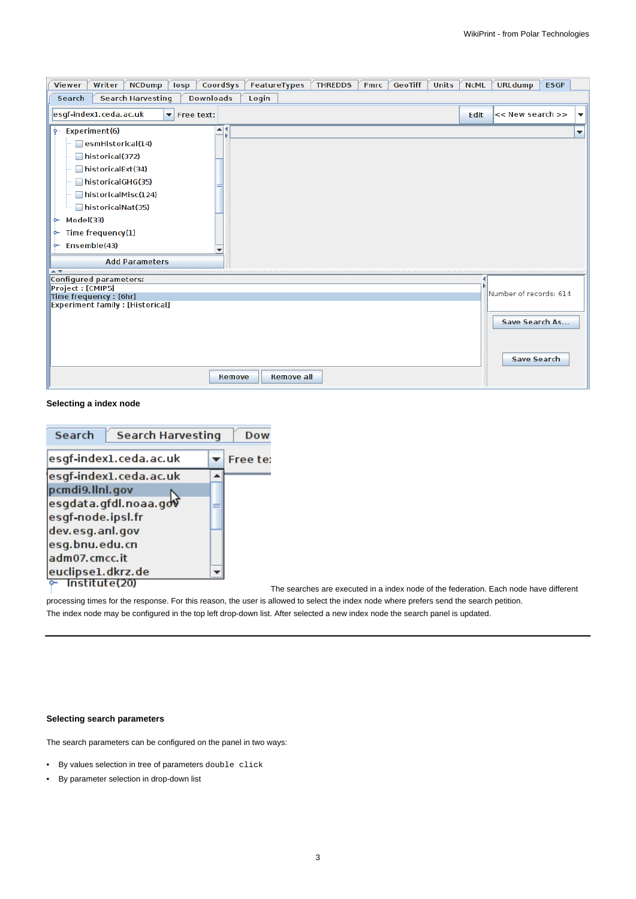**Selecting a index node**

The searches are executed in a index node of the federation. Each node have different processing times for the response. For this reason, the user is allowed to select the index node where prefers send the search petition. The index node may be configured in the top left drop-down list. After selected a new index node the search panel is updated.

---

**Selecting search parameters**

The search parameters can be configured on the panel in two ways:

- By values selection in tree of parameters `double click`
- By parameter selection in drop-down list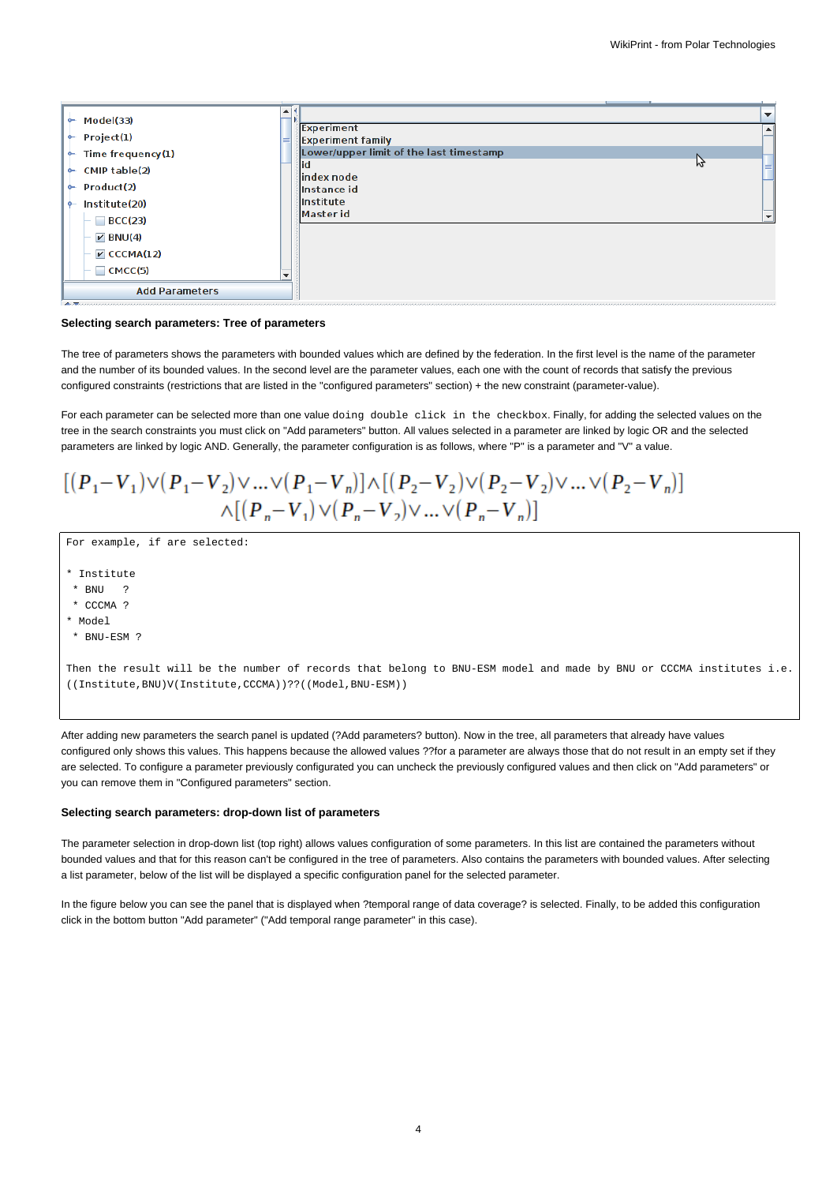**Selecting search parameters: Tree of parameters**

The tree of parameters shows the parameters with bounded values which are defined by the federation. In the first level is the name of the parameter and the number of its bounded values. In the second level are the parameter values, each one with the count of records that satisfy the previous configured constraints (restrictions that are listed in the "configured parameters" section) + the new constraint (parameter-value).

For each parameter can be selected more than one value `doing double click in the checkbox`. Finally, for adding the selected values on the tree in the search constraints you must click on "Add parameters" button. All values selected in a parameter are linked by logic OR and the selected parameters are linked by logic AND. Generally, the parameter configuration is as follows, where "P" is a parameter and "V" a value.

$$[(P_1-V_1)\vee(P_1-V_2)\vee\ldots\vee(P_1-V_n)]\wedge[(P_2-V_2)\vee(P_2-V_2)\vee\ldots\vee(P_2-V_n)]$$
$$\wedge[(P_n-V_1)\vee(P_n-V_2)\vee\ldots\vee(P_n-V_n)]$$

```
For example, if are selected:

* Institute
 * BNU   ?
 * CCCMA ?
* Model
 * BNU-ESM ?

Then the result will be the number of records that belong to BNU-ESM model and made by BNU or CCCMA institutes i.e.
((Institute,BNU)V(Institute,CCCMA))??((Model,BNU-ESM))
```

After adding new parameters the search panel is updated (?Add parameters? button). Now in the tree, all parameters that already have values configured only shows this values. This happens because the allowed values ??for a parameter are always those that do not result in an empty set if they are selected. To configure a parameter previously configurated you can uncheck the previously configured values and then click on "Add parameters" or you can remove them in "Configured parameters" section.

**Selecting search parameters: drop-down list of parameters**

The parameter selection in drop-down list (top right) allows values configuration of some parameters. In this list are contained the parameters without bounded values and that for this reason can't be configured in the tree of parameters. Also contains the parameters with bounded values. After selecting a list parameter, below of the list will be displayed a specific configuration panel for the selected parameter.

In the figure below you can see the panel that is displayed when ?temporal range of data coverage? is selected. Finally, to be added this configuration click in the bottom button "Add parameter" ("Add temporal range parameter" in this case).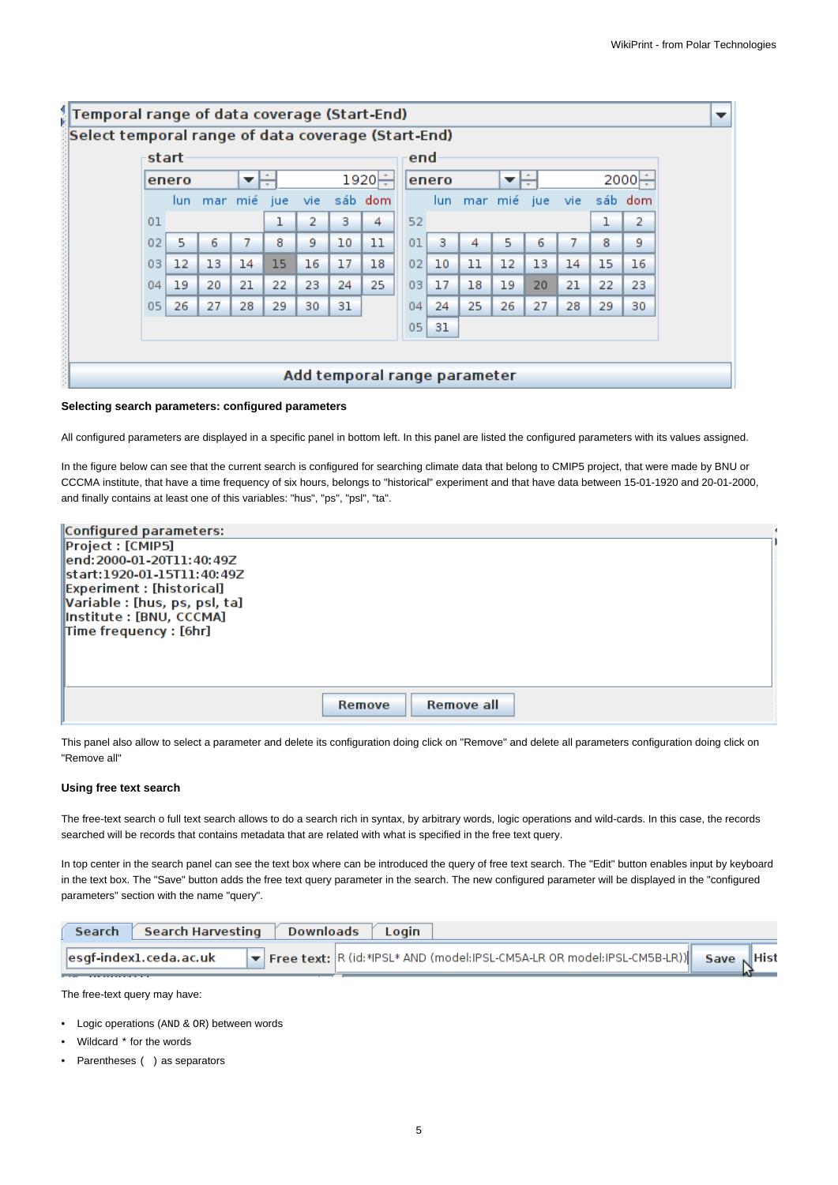**Selecting search parameters: configured parameters**

All configured parameters are displayed in a specific panel in bottom left. In this panel are listed the configured parameters with its values assigned.

In the figure below can see that the current search is configured for searching climate data that belong to CMIP5 project, that were made by BNU or CCCMA institute, that have a time frequency of six hours, belongs to "historical" experiment and that have data between 15-01-1920 and 20-01-2000, and finally contains at least one of this variables: "hus", "ps", "psl", "ta".

This panel also allow to select a parameter and delete its configuration doing click on "Remove" and delete all parameters configuration doing click on "Remove all"

**Using free text search**

The free-text search o full text search allows to do a search rich in syntax, by arbitrary words, logic operations and wild-cards. In this case, the records searched will be records that contains metadata that are related with what is specified in the free text query.

In top center in the search panel can see the text box where can be introduced the query of free text search. The "Edit" button enables input by keyboard in the text box. The "Save" button adds the free text query parameter in the search. The new configured parameter will be displayed in the "configured parameters" section with the name "query".

The free-text query may have:

- Logic operations (AND & OR) between words
- Wildcard * for the words
- Parentheses ( ) as separators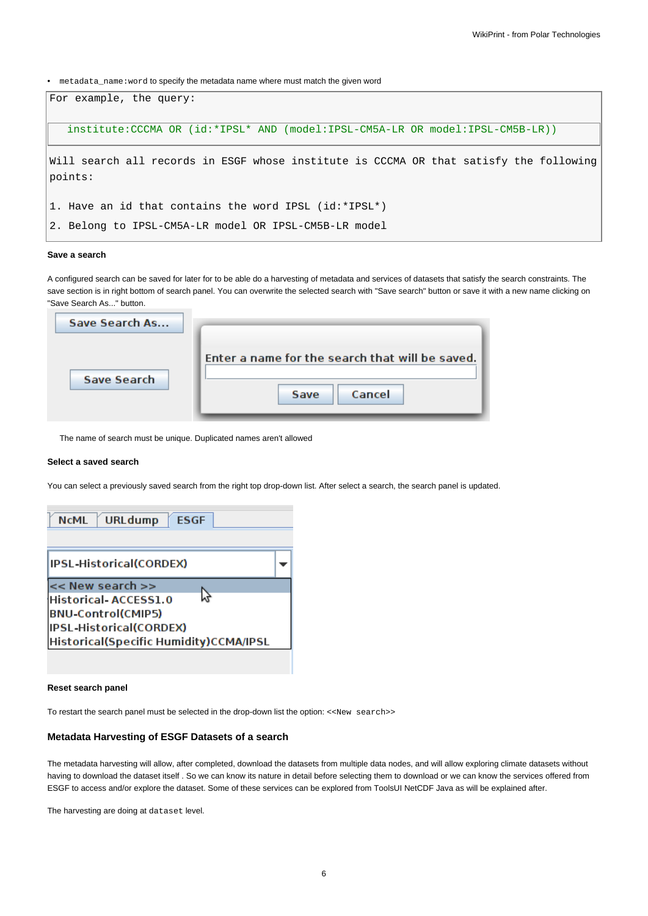- `metadata_name:word` to specify the metadata name where must match the given word

```
For example, the query:

   institute:CCCMA OR (id:*IPSL* AND (model:IPSL-CM5A-LR OR model:IPSL-CM5B-LR))

Will search all records in ESGF whose institute is CCCMA OR that satisfy the following points:

1. Have an id that contains the word IPSL (id:*IPSL*)

2. Belong to IPSL-CM5A-LR model OR IPSL-CM5B-LR model
```

**Save a search**

A configured search can be saved for later for to be able do a harvesting of metadata and services of datasets that satisfy the search constraints. The save section is in right bottom of search panel. You can overwrite the selected search with "Save search" button or save it with a new name clicking on "Save Search As..." button.

The name of search must be unique. Duplicated names aren't allowed

**Select a saved search**

You can select a previously saved search from the right top drop-down list. After select a search, the search panel is updated.

**Reset search panel**

To restart the search panel must be selected in the drop-down list the option: <<`New search`>>

### Metadata Harvesting of ESGF Datasets of a search

The metadata harvesting will allow, after completed, download the datasets from multiple data nodes, and will allow exploring climate datasets without having to download the dataset itself . So we can know its nature in detail before selecting them to download or we can know the services offered from ESGF to access and/or explore the dataset. Some of these services can be explored from ToolsUI NetCDF Java as will be explained after.

The harvesting are doing at `dataset` level.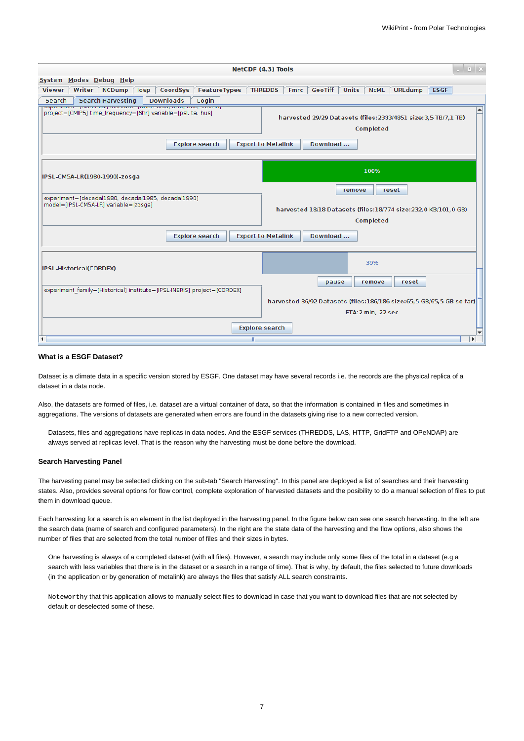### What is a ESGF Dataset?

Dataset is a climate data in a specific version stored by ESGF. One dataset may have several records i.e. the records are the physical replica of a dataset in a data node.

Also, the datasets are formed of files, i.e. dataset are a virtual container of data, so that the information is contained in files and sometimes in aggregations. The versions of datasets are generated when errors are found in the datasets giving rise to a new corrected version.

> Datasets, files and aggregations have replicas in data nodes. And the ESGF services (THREDDS, LAS, HTTP, GridFTP and OPeNDAP) are always served at replicas level. That is the reason why the harvesting must be done before the download.

### Search Harvesting Panel

The harvesting panel may be selected clicking on the sub-tab "Search Harvesting". In this panel are deployed a list of searches and their harvesting states. Also, provides several options for flow control, complete exploration of harvested datasets and the posibility to do a manual selection of files to put them in download queue.

Each harvesting for a search is an element in the list deployed in the harvesting panel. In the figure below can see one search harvesting. In the left are the search data (name of search and configured parameters). In the right are the state data of the harvesting and the flow options, also shows the number of files that are selected from the total number of files and their sizes in bytes.

> One harvesting is always of a completed dataset (with all files). However, a search may include only some files of the total in a dataset (e.g a search with less variables that there is in the dataset or a search in a range of time). That is why, by default, the files selected to future downloads (in the application or by generation of metalink) are always the files that satisfy ALL search constraints.

> `Noteworthy` that this application allows to manually select files to download in case that you want to download files that are not selected by default or deselected some of these.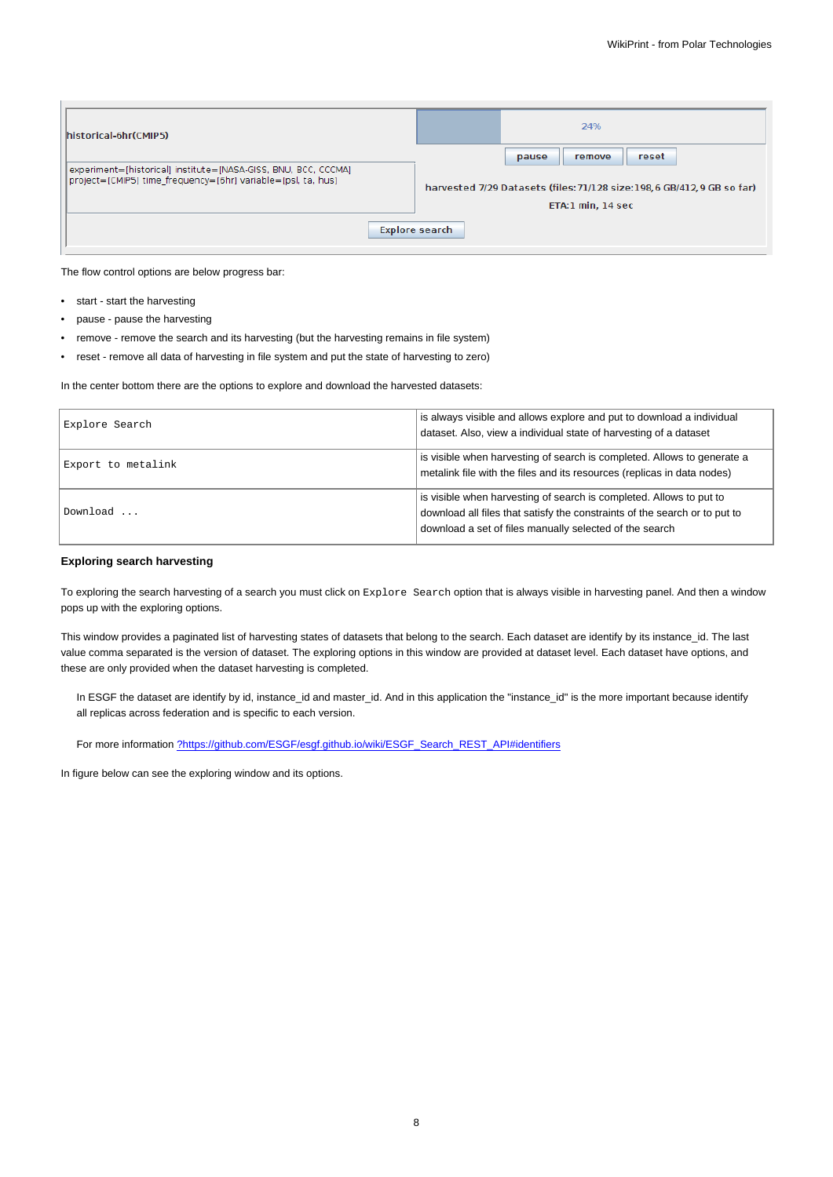The flow control options are below progress bar:

- start - start the harvesting
- pause - pause the harvesting
- remove - remove the search and its harvesting (but the harvesting remains in file system)
- reset - remove all data of harvesting in file system and put the state of harvesting to zero)

In the center bottom there are the options to explore and download the harvested datasets:

| | |
|---|---|
| `Explore Search` | is always visible and allows explore and put to download a individual dataset. Also, view a individual state of harvesting of a dataset |
| `Export to metalink` | is visible when harvesting of search is completed. Allows to generate a metalink file with the files and its resources (replicas in data nodes) |
| `Download ...` | is visible when harvesting of search is completed. Allows to put to download all files that satisfy the constraints of the search or to put to download a set of files manually selected of the search |

**Exploring search harvesting**

To exploring the search harvesting of a search you must click on `Explore Search` option that is always visible in harvesting panel. And then a window pops up with the exploring options.

This window provides a paginated list of harvesting states of datasets that belong to the search. Each dataset are identify by its instance_id. The last value comma separated is the version of dataset. The exploring options in this window are provided at dataset level. Each dataset have options, and these are only provided when the dataset harvesting is completed.

> In ESGF the dataset are identify by id, instance_id and master_id. And in this application the "instance_id" is the more important because identify all replicas across federation and is specific to each version.
>
> For more information ?https://github.com/ESGF/esgf.github.io/wiki/ESGF_Search_REST_API#identifiers

In figure below can see the exploring window and its options.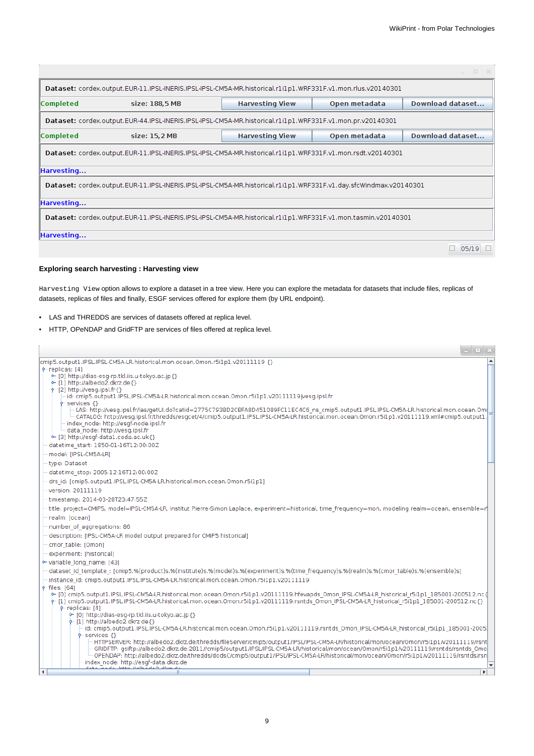**Dataset:** cordex.output.EUR-11.IPSL-INERIS.IPSL-IPSL-CM5A-MR.historical.r1i1p1.WRF331F.v1.mon.rlus.v20140301

Completed size: 188,5 MB Harvesting View Open metadata Download dataset...

**Dataset:** cordex.output.EUR-44.IPSL-INERIS.IPSL-IPSL-CM5A-MR.historical.r1i1p1.WRF331F.v1.mon.pr.v20140301

Completed size: 15,2 MB Harvesting View Open metadata Download dataset...

**Dataset:** cordex.output.EUR-11.IPSL-INERIS.IPSL-IPSL-CM5A-MR.historical.r1i1p1.WRF331F.v1.mon.rsdt.v20140301

Harvesting...

**Dataset:** cordex.output.EUR-11.IPSL-INERIS.IPSL-IPSL-CM5A-MR.historical.r1i1p1.WRF331F.v1.day.sfcWindmax.v20140301

Harvesting...

**Dataset:** cordex.output.EUR-11.IPSL-INERIS.IPSL-IPSL-CM5A-MR.historical.r1i1p1.WRF331F.v1.mon.tasmin.v20140301

Harvesting...

05/19

**Exploring search harvesting : Harvesting view**

`Harvesting View` option allows to explore a dataset in a tree view. Here you can explore the metadata for datasets that include files, replicas of datasets, replicas of files and finally, ESGF services offered for explore them (by URL endpoint).

- LAS and THREDDS are services of datasets offered at replica level.
- HTTP, OPeNDAP and GridFTP are services of files offered at replica level.

```
cmip5.output1.IPSL.IPSL-CM5A-LR.historical.mon.ocean.Omon.r5i1p1.v20111119 {}
  replicas: [4]
    [0] http://dias-esg-rp.tkl.iis.u-tokyo.ac.jp {}
    [1] http://albedo2.dkrz.de {}
    [2] http://vesg.ipsl.fr {}
      id: cmip5.output1.IPSL.IPSL-CM5A-LR.historical.mon.ocean.Omon.r5i1p1.v20111119|vesg.ipsl.fr
      services {}
        LAS: http://vesg.ipsl.fr/las/getUI.do?catid=2775C793BD2CBFA8D451089FC11EC4C6_ns_cmip5.output1.IPSL.IPSL-CM5A-LR.historical.mon.ocean.Om
        CATALOG: http://vesg.ipsl.fr/thredds/esgcet/4/cmip5.output1.IPSL.IPSL-CM5A-LR.historical.mon.ocean.Omon.r5i1p1.v20111119.xml#cmip5.output1.
      index_node: http://esgf-node.ipsl.fr
      data_node: http://vesg.ipsl.fr
    [3] http://esgf-data1.ceda.ac.uk {}
  datetime_start: 1850-01-16T12:00:00Z
  model: [IPSL-CM5A-LR]
  type: Dataset
  datetime_stop: 2005-12-16T12:00:00Z
  drs_id: [cmip5.output1.IPSL.IPSL-CM5A-LR.historical.mon.ocean.Omon.r5i1p1]
  version: 20111119
  timestamp: 2014-03-28T23:47:55Z
  title: project=CMIP5, model=IPSL-CM5A-LR, Institut Pierre-Simon Laplace, experiment=historical, time_frequency=mon, modeling realm=ocean, ensemble=r
  realm: [ocean]
  number_of_aggregations: 86
  description: [IPSL-CM5A-LR model output prepared for CMIP5 historical]
  cmor_table: [Omon]
  experiment: [historical]
  variable_long_name: [43]
  dataset_id_template_: [cmip5.%(product)s.%(institute)s.%(model)s.%(experiment)s.%(time_frequency)s.%(realm)s.%(cmor_table)s.%(ensemble)s]
  instance_id: cmip5.output1.IPSL.IPSL-CM5A-LR.historical.mon.ocean.Omon.r5i1p1.v20111119
  files: [64]
    [0] cmip5.output1.IPSL.IPSL-CM5A-LR.historical.mon.ocean.Omon.r5i1p1.v20111119.hfevapds_Omon_IPSL-CM5A-LR_historical_r5i1p1_185001-200512.nc {
    [1] cmip5.output1.IPSL.IPSL-CM5A-LR.historical.mon.ocean.Omon.r5i1p1.v20111119.rsntds_Omon_IPSL-CM5A-LR_historical_r5i1p1_185001-200512.nc {}
      replicas: [4]
        [0] http://dias-esg-rp.tkl.iis.u-tokyo.ac.jp {}
        [1] http://albedo2.dkrz.de {}
          id: cmip5.output1.IPSL.IPSL-CM5A-LR.historical.mon.ocean.Omon.r5i1p1.v20111119.rsntds_Omon_IPSL-CM5A-LR_historical_r5i1p1_185001-2005
          services {}
            HTTPSERVER: http://albedo2.dkrz.de/thredds/fileServer/cmip5/output1/IPSL/IPSL-CM5A-LR/historical/mon/ocean/Omon/r5i1p1/v20111119/rsnt
            GRIDFTP: gsiftp://albedo2.dkrz.de:2811//cmip5/output1/IPSL/IPSL-CM5A-LR/historical/mon/ocean/Omon/r5i1p1/v20111119/rsntds/rsntds_Omo
            OPENDAP: http://albedo2.dkrz.de/thredds/dodsC/cmip5/output1/IPSL/IPSL-CM5A-LR/historical/mon/ocean/Omon/r5i1p1/v20111119/rsntds/rsn
          index_node: http://esgf-data.dkrz.de
```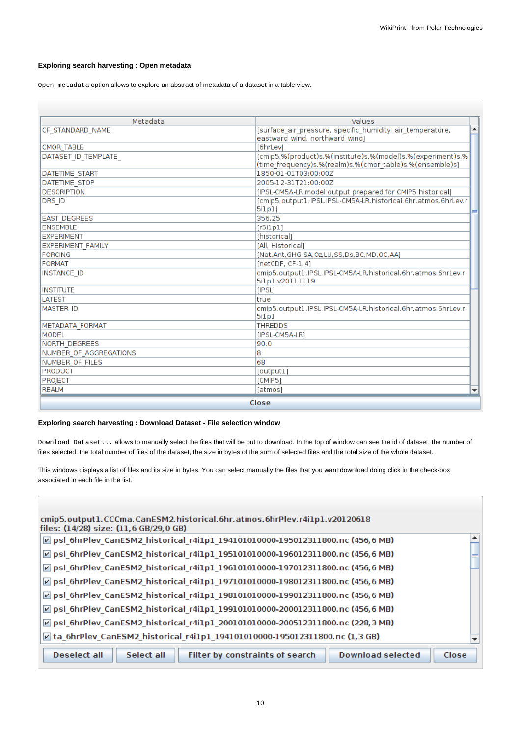**Exploring search harvesting : Open metadata**

`Open metadata` option allows to explore an abstract of metadata of a dataset in a table view.

| Metadata | Values |
|---|---|
| CF_STANDARD_NAME | [surface_air_pressure, specific_humidity, air_temperature, eastward_wind, northward_wind] |
| CMOR_TABLE | [6hrLev] |
| DATASET_ID_TEMPLATE_ | [cmip5.%(product)s.%(institute)s.%(model)s.%(experiment)s.%(time_frequency)s.%(realm)s.%(cmor_table)s.%(ensemble)s] |
| DATETIME_START | 1850-01-01T03:00:00Z |
| DATETIME_STOP | 2005-12-31T21:00:00Z |
| DESCRIPTION | [IPSL-CM5A-LR model output prepared for CMIP5 historical] |
| DRS_ID | [cmip5.output1.IPSL.IPSL-CM5A-LR.historical.6hr.atmos.6hrLev.r5i1p1] |
| EAST_DEGREES | 356.25 |
| ENSEMBLE | [r5i1p1] |
| EXPERIMENT | [historical] |
| EXPERIMENT_FAMILY | [All, Historical] |
| FORCING | [Nat,Ant,GHG,SA,Oz,LU,SS,Ds,BC,MD,OC,AA] |
| FORMAT | [netCDF, CF-1.4] |
| INSTANCE_ID | cmip5.output1.IPSL.IPSL-CM5A-LR.historical.6hr.atmos.6hrLev.r5i1p1.v20111119 |
| INSTITUTE | [IPSL] |
| LATEST | true |
| MASTER_ID | cmip5.output1.IPSL.IPSL-CM5A-LR.historical.6hr.atmos.6hrLev.r5i1p1 |
| METADATA_FORMAT | THREDDS |
| MODEL | [IPSL-CM5A-LR] |
| NORTH_DEGREES | 90.0 |
| NUMBER_OF_AGGREGATIONS | 8 |
| NUMBER_OF_FILES | 68 |
| PRODUCT | [output1] |
| PROJECT | [CMIP5] |
| REALM | [atmos] |

Close

**Exploring search harvesting : Download Dataset - File selection window**

`Download Dataset...` allows to manually select the files that will be put to download. In the top of window can see the id of dataset, the number of files selected, the total number of files of the dataset, the size in bytes of the sum of selected files and the total size of the whole dataset.

This windows displays a list of files and its size in bytes. You can select manually the files that you want download doing click in the check-box associated in each file in the list.

cmip5.output1.CCCma.CanESM2.historical.6hr.atmos.6hrPlev.r4i1p1.v20120618
files: (14/28) size: (11,6 GB/29,0 GB)

- [x] psl_6hrPlev_CanESM2_historical_r4i1p1_194101010000-195012311800.nc (456,6 MB)
- [x] psl_6hrPlev_CanESM2_historical_r4i1p1_195101010000-196012311800.nc (456,6 MB)
- [x] psl_6hrPlev_CanESM2_historical_r4i1p1_196101010000-197012311800.nc (456,6 MB)
- [x] psl_6hrPlev_CanESM2_historical_r4i1p1_197101010000-198012311800.nc (456,6 MB)
- [x] psl_6hrPlev_CanESM2_historical_r4i1p1_198101010000-199012311800.nc (456,6 MB)
- [x] psl_6hrPlev_CanESM2_historical_r4i1p1_199101010000-200012311800.nc (456,6 MB)
- [x] psl_6hrPlev_CanESM2_historical_r4i1p1_200101010000-200512311800.nc (228,3 MB)
- [x] ta_6hrPlev_CanESM2_historical_r4i1p1_194101010000-195012311800.nc (1,3 GB)

Deselect all | Select all | Filter by constraints of search | Download selected | Close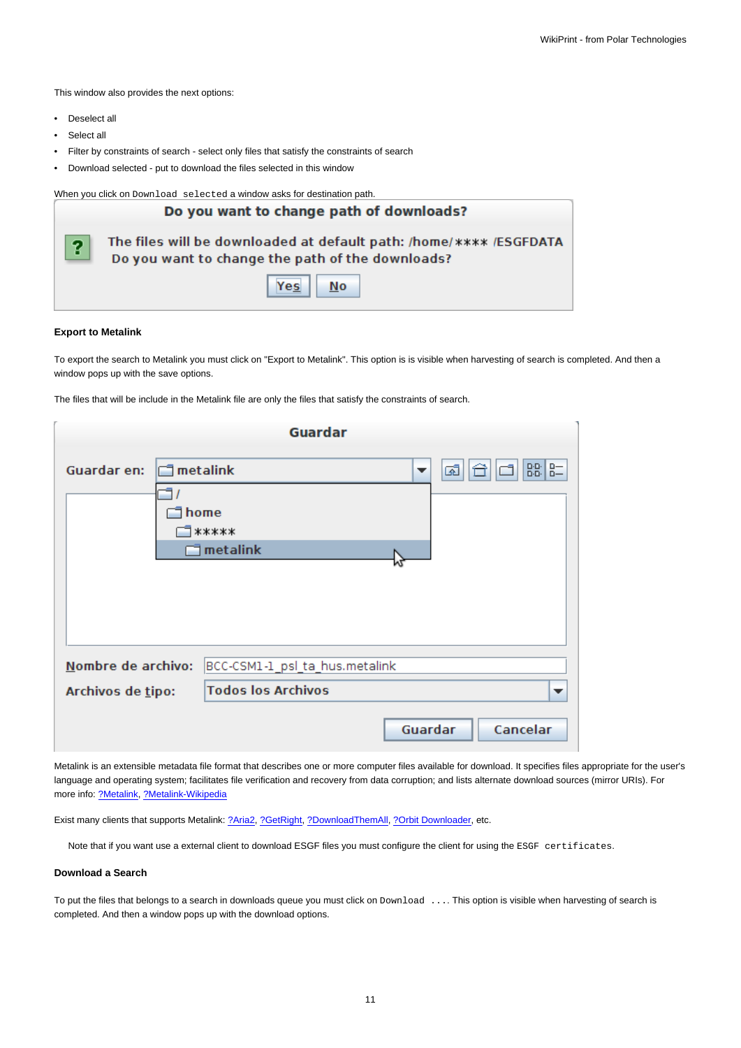This window also provides the next options:

- Deselect all
- Select all
- Filter by constraints of search - select only files that satisfy the constraints of search
- Download selected - put to download the files selected in this window

When you click on `Download selected` a window asks for destination path.

**Export to Metalink**

To export the search to Metalink you must click on "Export to Metalink". This option is is visible when harvesting of search is completed. And then a window pops up with the save options.

The files that will be include in the Metalink file are only the files that satisfy the constraints of search.

Metalink is an extensible metadata file format that describes one or more computer files available for download. It specifies files appropriate for the user's language and operating system; facilitates file verification and recovery from data corruption; and lists alternate download sources (mirror URIs). For more info: ?Metalink, ?Metalink-Wikipedia

Exist many clients that supports Metalink: ?Aria2, ?GetRight, ?DownloadThemAll, ?Orbit Downloader, etc.

Note that if you want use a external client to download ESGF files you must configure the client for using the `ESGF certificates`.

**Download a Search**

To put the files that belongs to a search in downloads queue you must click on `Download ...`. This option is visible when harvesting of search is completed. And then a window pops up with the download options.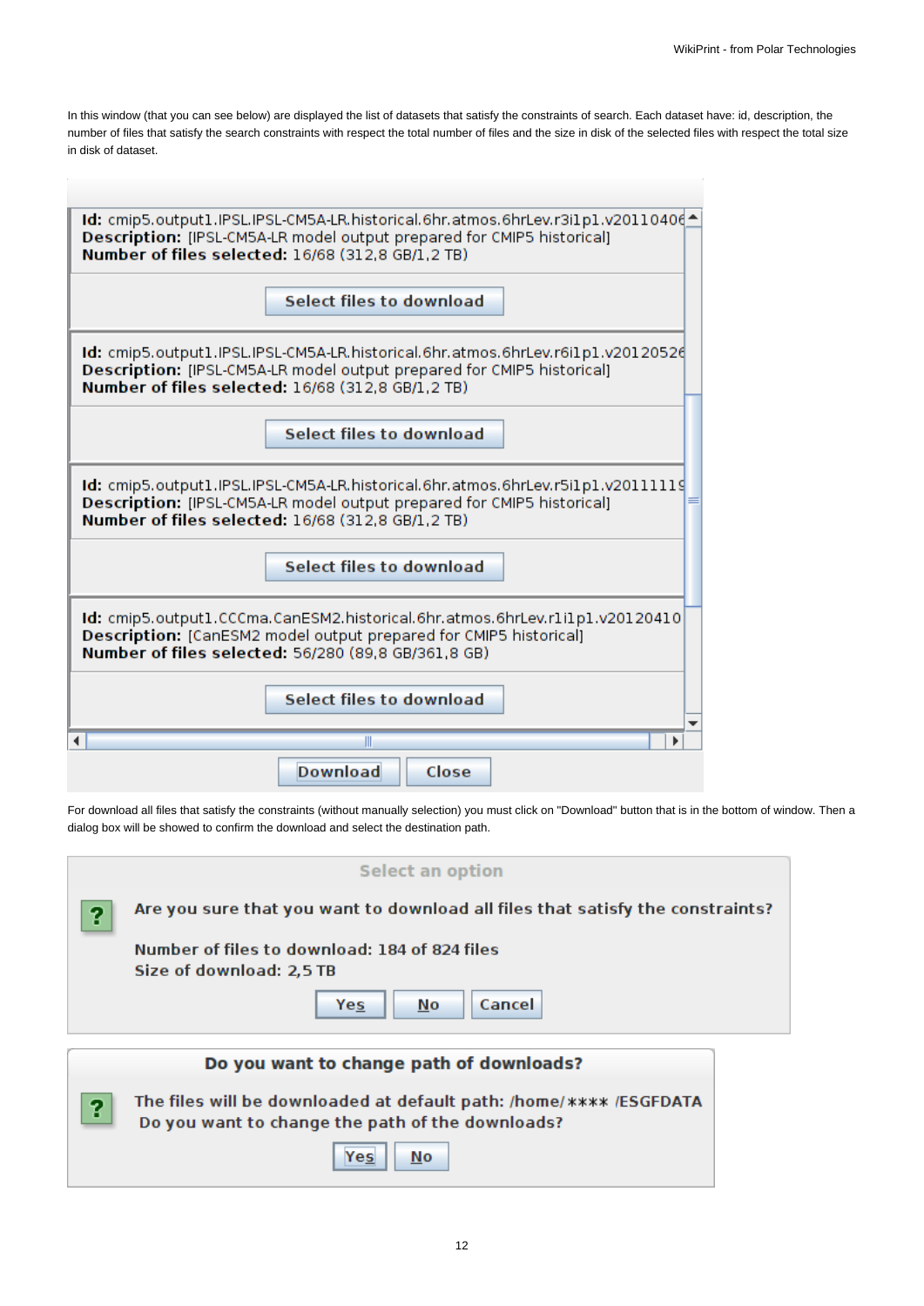In this window (that you can see below) are displayed the list of datasets that satisfy the constraints of search. Each dataset have: id, description, the number of files that satisfy the search constraints with respect the total number of files and the size in disk of the selected files with respect the total size in disk of dataset.

**Id:** cmip5.output1.IPSL.IPSL-CM5A-LR.historical.6hr.atmos.6hrLev.r3i1p1.v20110406
**Description:** [IPSL-CM5A-LR model output prepared for CMIP5 historical]
**Number of files selected:** 16/68 (312,8 GB/1,2 TB)

Select files to download

**Id:** cmip5.output1.IPSL.IPSL-CM5A-LR.historical.6hr.atmos.6hrLev.r6i1p1.v20120526
**Description:** [IPSL-CM5A-LR model output prepared for CMIP5 historical]
**Number of files selected:** 16/68 (312,8 GB/1,2 TB)

Select files to download

**Id:** cmip5.output1.IPSL.IPSL-CM5A-LR.historical.6hr.atmos.6hrLev.r5i1p1.v20111119
**Description:** [IPSL-CM5A-LR model output prepared for CMIP5 historical]
**Number of files selected:** 16/68 (312,8 GB/1,2 TB)

Select files to download

**Id:** cmip5.output1.CCCma.CanESM2.historical.6hr.atmos.6hrLev.r1i1p1.v20120410
**Description:** [CanESM2 model output prepared for CMIP5 historical]
**Number of files selected:** 56/280 (89,8 GB/361,8 GB)

Select files to download

Download | Close

For download all files that satisfy the constraints (without manually selection) you must click on "Download" button that is in the bottom of window. Then a dialog box will be showed to confirm the download and select the destination path.

**Select an option**

Are you sure that you want to download all files that satisfy the constraints?

Number of files to download: 184 of 824 files
Size of download: 2,5 TB

Yes | No | Cancel

**Do you want to change path of downloads?**

The files will be downloaded at default path: /home/**** /ESGFDATA
Do you want to change the path of the downloads?

Yes | No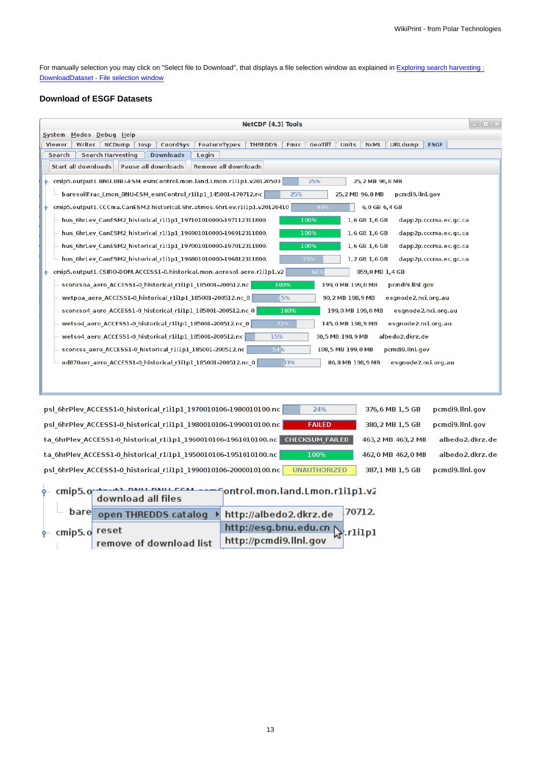For manually selection you may click on "Select file to Download", that displays a file selection window as explained in [Exploring search harvesting : DownloadDataset - File selection window]

## Download of ESGF Datasets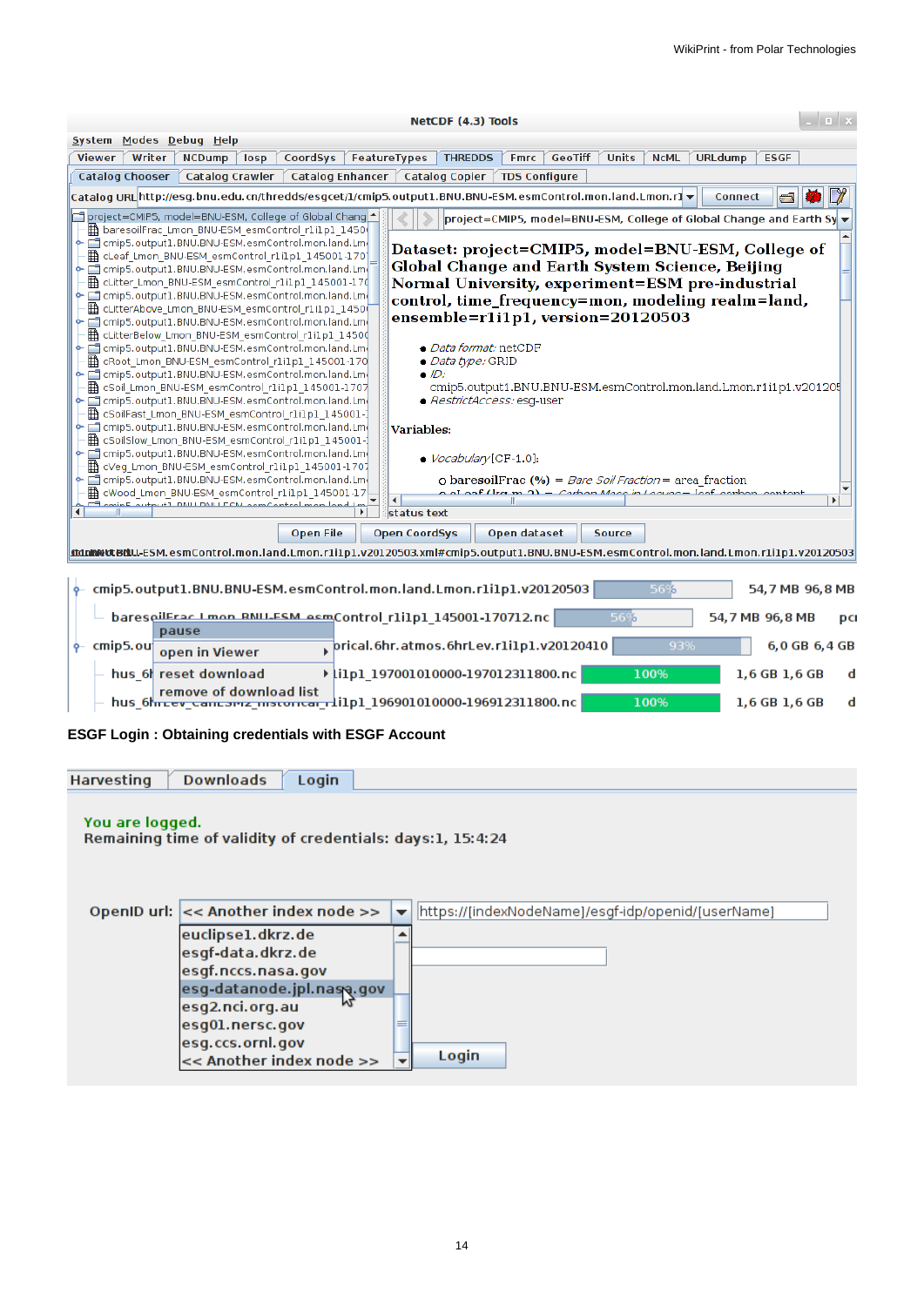**ESGF Login : Obtaining credentials with ESGF Account**